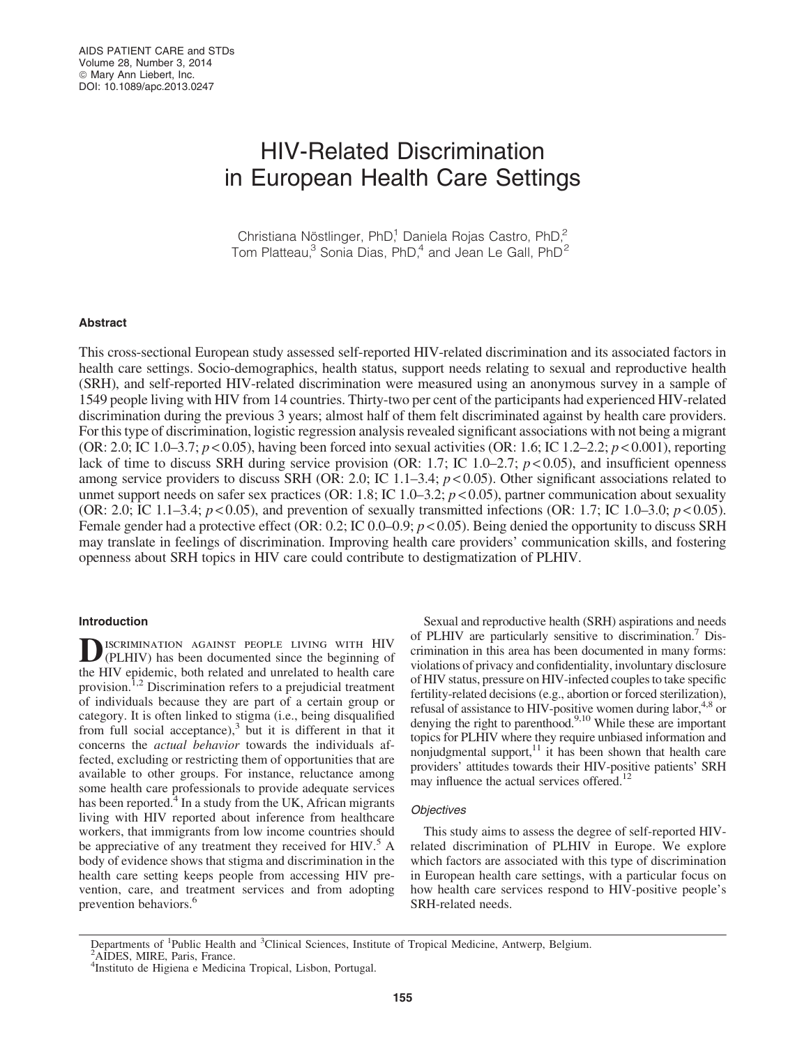# HIV-Related Discrimination in European Health Care Settings

Christiana Nöstlinger, PhD,[1] Daniela Rojas Castro, PhD,[2] Tom Platteau,[3] Sonia Dias, PhD,[4] and Jean Le Gall, PhD[2]

## Abstract

This cross-sectional European study assessed self-reported HIV-related discrimination and its associated factors in health care settings. Socio-demographics, health status, support needs relating to sexual and reproductive health (SRH), and self-reported HIV-related discrimination were measured using an anonymous survey in a sample of 1549 people living with HIV from 14 countries. Thirty-two per cent of the participants had experienced HIV-related discrimination during the previous 3 years; almost half of them felt discriminated against by health care providers. For this type of discrimination, logistic regression analysis revealed significant associations with not being a migrant (OR: 2.0; IC 1.0–3.7; $p < 0.05$), having been forced into sexual activities (OR: 1.6; IC 1.2–2.2; $p < 0.001$), reporting lack of time to discuss SRH during service provision (OR: 1.7; IC 1.0–2.7; $p < 0.05$), and insufficient openness among service providers to discuss SRH (OR: 2.0; IC 1.1–3.4; $p < 0.05$). Other significant associations related to unmet support needs on safer sex practices (OR: 1.8; IC 1.0–3.2; $p < 0.05$), partner communication about sexuality (OR: 2.0; IC 1.1–3.4; $p < 0.05$), and prevention of sexually transmitted infections (OR: 1.7; IC 1.0–3.0; $p < 0.05$). Female gender had a protective effect (OR: 0.2; IC 0.0–0.9; $p < 0.05$). Being denied the opportunity to discuss SRH may translate in feelings of discrimination. Improving health care providers' communication skills, and fostering openness about SRH topics in HIV care could contribute to destigmatization of PLHIV.

## Introduction

Discrimination against people living with HIV (PLHIV) has been documented since the beginning of the HIV epidemic, both related and unrelated to health care provision.[1,2] Discrimination refers to a prejudicial treatment of individuals because they are part of a certain group or category. It is often linked to stigma (i.e., being disqualified from full social acceptance),[3] but it is different in that it concerns the *actual behavior* towards the individuals affected, excluding or restricting them of opportunities that are available to other groups. For instance, reluctance among some health care professionals to provide adequate services has been reported.[4] In a study from the UK, African migrants living with HIV reported about inference from healthcare workers, that immigrants from low income countries should be appreciative of any treatment they received for HIV.[5] A body of evidence shows that stigma and discrimination in the health care setting keeps people from accessing HIV prevention, care, and treatment services and from adopting prevention behaviors.[6]

Sexual and reproductive health (SRH) aspirations and needs of PLHIV are particularly sensitive to discrimination.[7] Discrimination in this area has been documented in many forms: violations of privacy and confidentiality, involuntary disclosure of HIV status, pressure on HIV-infected couples to take specific fertility-related decisions (e.g., abortion or forced sterilization), refusal of assistance to HIV-positive women during labor,[4,8] or denying the right to parenthood.[9,10] While these are important topics for PLHIV where they require unbiased information and nonjudgmental support,[11] it has been shown that health care providers' attitudes towards their HIV-positive patients' SRH may influence the actual services offered.[12]

### Objectives

This study aims to assess the degree of self-reported HIV-related discrimination of PLHIV in Europe. We explore which factors are associated with this type of discrimination in European health care settings, with a particular focus on how health care services respond to HIV-positive people's SRH-related needs.

---

Departments of [1]Public Health and [3]Clinical Sciences, Institute of Tropical Medicine, Antwerp, Belgium.
[2]AIDES, MIRE, Paris, France.
[4]Instituto de Higiena e Medicina Tropical, Lisbon, Portugal.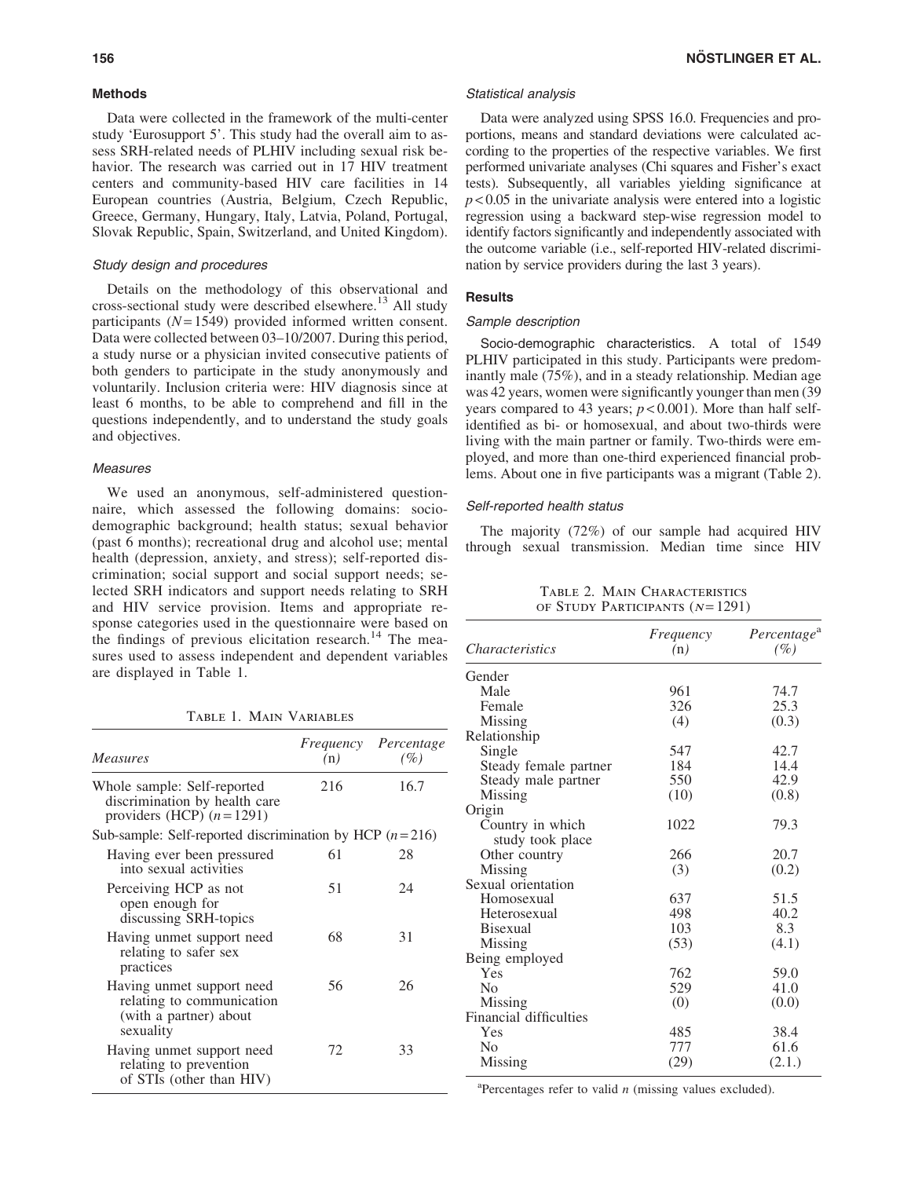## Methods

Data were collected in the framework of the multi-center study 'Eurosupport 5'. This study had the overall aim to assess SRH-related needs of PLHIV including sexual risk behavior. The research was carried out in 17 HIV treatment centers and community-based HIV care facilities in 14 European countries (Austria, Belgium, Czech Republic, Greece, Germany, Hungary, Italy, Latvia, Poland, Portugal, Slovak Republic, Spain, Switzerland, and United Kingdom).

### Study design and procedures

Details on the methodology of this observational and cross-sectional study were described elsewhere.[13] All study participants ($N = 1549$) provided informed written consent. Data were collected between 03–10/2007. During this period, a study nurse or a physician invited consecutive patients of both genders to participate in the study anonymously and voluntarily. Inclusion criteria were: HIV diagnosis since at least 6 months, to be able to comprehend and fill in the questions independently, and to understand the study goals and objectives.

### Measures

We used an anonymous, self-administered questionnaire, which assessed the following domains: socio-demographic background; health status; sexual behavior (past 6 months); recreational drug and alcohol use; mental health (depression, anxiety, and stress); self-reported discrimination; social support and social support needs; selected SRH indicators and support needs relating to SRH and HIV service provision. Items and appropriate response categories used in the questionnaire were based on the findings of previous elicitation research.[14] The measures used to assess independent and dependent variables are displayed in Table 1.

Table 1. Main Variables

| *Measures* | *Frequency (n)* | *Percentage (%)* |
|---|---|---|
| Whole sample: Self-reported discrimination by health care providers (HCP) ($n = 1291$) | 216 | 16.7 |
| Sub-sample: Self-reported discrimination by HCP ($n = 216$) | | |
| Having ever been pressured into sexual activities | 61 | 28 |
| Perceiving HCP as not open enough for discussing SRH-topics | 51 | 24 |
| Having unmet support need relating to safer sex practices | 68 | 31 |
| Having unmet support need relating to communication (with a partner) about sexuality | 56 | 26 |
| Having unmet support need relating to prevention of STIs (other than HIV) | 72 | 33 |

### Statistical analysis

Data were analyzed using SPSS 16.0. Frequencies and proportions, means and standard deviations were calculated according to the properties of the respective variables. We first performed univariate analyses (Chi squares and Fisher's exact tests). Subsequently, all variables yielding significance at $p < 0.05$ in the univariate analysis were entered into a logistic regression using a backward step-wise regression model to identify factors significantly and independently associated with the outcome variable (i.e., self-reported HIV-related discrimination by service providers during the last 3 years).

## Results

### Sample description

**Socio-demographic characteristics.** A total of 1549 PLHIV participated in this study. Participants were predominantly male (75%), and in a steady relationship. Median age was 42 years, women were significantly younger than men (39 years compared to 43 years; $p < 0.001$). More than half self-identified as bi- or homosexual, and about two-thirds were living with the main partner or family. Two-thirds were employed, and more than one-third experienced financial problems. About one in five participants was a migrant (Table 2).

### Self-reported health status

The majority (72%) of our sample had acquired HIV through sexual transmission. Median time since HIV

Table 2. Main Characteristics of Study Participants ($N = 1291$)

| *Characteristics* | *Frequency (n)* | *Percentage[a] (%)* |
|---|---|---|
| Gender | | |
| Male | 961 | 74.7 |
| Female | 326 | 25.3 |
| Missing | (4) | (0.3) |
| Relationship | | |
| Single | 547 | 42.7 |
| Steady female partner | 184 | 14.4 |
| Steady male partner | 550 | 42.9 |
| Missing | (10) | (0.8) |
| Origin | | |
| Country in which study took place | 1022 | 79.3 |
| Other country | 266 | 20.7 |
| Missing | (3) | (0.2) |
| Sexual orientation | | |
| Homosexual | 637 | 51.5 |
| Heterosexual | 498 | 40.2 |
| Bisexual | 103 | 8.3 |
| Missing | (53) | (4.1) |
| Being employed | | |
| Yes | 762 | 59.0 |
| No | 529 | 41.0 |
| Missing | (0) | (0.0) |
| Financial difficulties | | |
| Yes | 485 | 38.4 |
| No | 777 | 61.6 |
| Missing | (29) | (2.1.) |

[a]Percentages refer to valid $n$ (missing values excluded).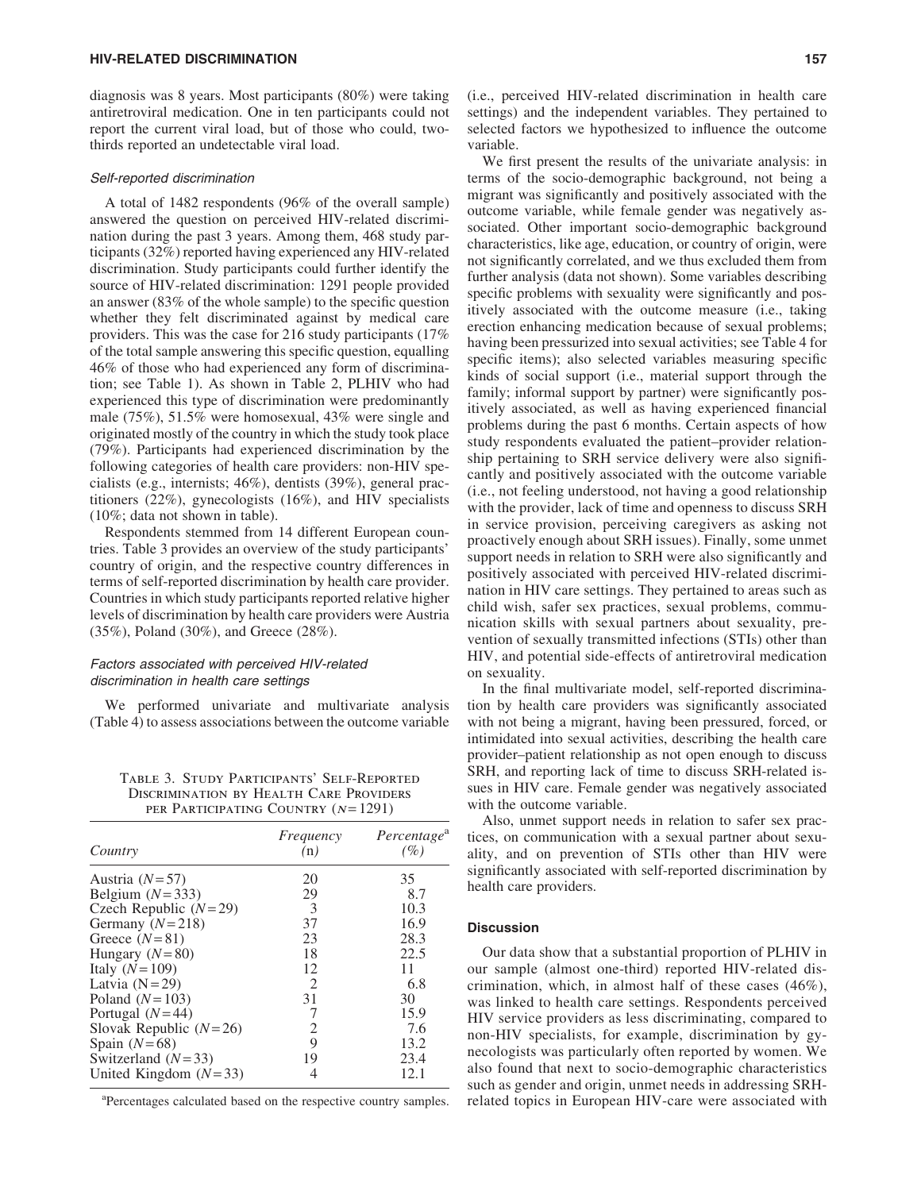diagnosis was 8 years. Most participants (80%) were taking antiretroviral medication. One in ten participants could not report the current viral load, but of those who could, two-thirds reported an undetectable viral load.

### *Self-reported discrimination*

A total of 1482 respondents (96% of the overall sample) answered the question on perceived HIV-related discrimination during the past 3 years. Among them, 468 study participants (32%) reported having experienced any HIV-related discrimination. Study participants could further identify the source of HIV-related discrimination: 1291 people provided an answer (83% of the whole sample) to the specific question whether they felt discriminated against by medical care providers. This was the case for 216 study participants (17% of the total sample answering this specific question, equalling 46% of those who had experienced any form of discrimination; see Table 1). As shown in Table 2, PLHIV who had experienced this type of discrimination were predominantly male (75%), 51.5% were homosexual, 43% were single and originated mostly of the country in which the study took place (79%). Participants had experienced discrimination by the following categories of health care providers: non-HIV specialists (e.g., internists; 46%), dentists (39%), general practitioners (22%), gynecologists (16%), and HIV specialists (10%; data not shown in table).

Respondents stemmed from 14 different European countries. Table 3 provides an overview of the study participants' country of origin, and the respective country differences in terms of self-reported discrimination by health care provider. Countries in which study participants reported relative higher levels of discrimination by health care providers were Austria (35%), Poland (30%), and Greece (28%).

### *Factors associated with perceived HIV-related discrimination in health care settings*

We performed univariate and multivariate analysis (Table 4) to assess associations between the outcome variable (i.e., perceived HIV-related discrimination in health care settings) and the independent variables. They pertained to selected factors we hypothesized to influence the outcome variable.

We first present the results of the univariate analysis: in terms of the socio-demographic background, not being a migrant was significantly and positively associated with the outcome variable, while female gender was negatively associated. Other important socio-demographic background characteristics, like age, education, or country of origin, were not significantly correlated, and we thus excluded them from further analysis (data not shown). Some variables describing specific problems with sexuality were significantly and positively associated with the outcome measure (i.e., taking erection enhancing medication because of sexual problems; having been pressurized into sexual activities; see Table 4 for specific items); also selected variables measuring specific kinds of social support (i.e., material support through the family; informal support by partner) were significantly positively associated, as well as having experienced financial problems during the past 6 months. Certain aspects of how study respondents evaluated the patient–provider relationship pertaining to SRH service delivery were also significantly and positively associated with the outcome variable (i.e., not feeling understood, not having a good relationship with the provider, lack of time and openness to discuss SRH in service provision, perceiving caregivers as asking not proactively enough about SRH issues). Finally, some unmet support needs in relation to SRH were also significantly and positively associated with perceived HIV-related discrimination in HIV care settings. They pertained to areas such as child wish, safer sex practices, sexual problems, communication skills with sexual partners about sexuality, prevention of sexually transmitted infections (STIs) other than HIV, and potential side-effects of antiretroviral medication on sexuality.

In the final multivariate model, self-reported discrimination by health care providers was significantly associated with not being a migrant, having been pressured, forced, or intimidated into sexual activities, describing the health care provider–patient relationship as not open enough to discuss SRH, and reporting lack of time to discuss SRH-related issues in HIV care. Female gender was negatively associated with the outcome variable.

Also, unmet support needs in relation to safer sex practices, on communication with a sexual partner about sexuality, and on prevention of STIs other than HIV were significantly associated with self-reported discrimination by health care providers.

Table 3. Study Participants' Self-Reported Discrimination by Health Care Providers per Participating Country ($N$=1291)

| Country | Frequency (n) | Percentage[a] (%) |
|---|---|---|
| Austria ($N$=57) | 20 | 35 |
| Belgium ($N$=333) | 29 | 8.7 |
| Czech Republic ($N$=29) | 3 | 10.3 |
| Germany ($N$=218) | 37 | 16.9 |
| Greece ($N$=81) | 23 | 28.3 |
| Hungary ($N$=80) | 18 | 22.5 |
| Italy ($N$=109) | 12 | 11 |
| Latvia (N=29) | 2 | 6.8 |
| Poland ($N$=103) | 31 | 30 |
| Portugal ($N$=44) | 7 | 15.9 |
| Slovak Republic ($N$=26) | 2 | 7.6 |
| Spain ($N$=68) | 9 | 13.2 |
| Switzerland ($N$=33) | 19 | 23.4 |
| United Kingdom ($N$=33) | 4 | 12.1 |

[a]Percentages calculated based on the respective country samples.

## Discussion

Our data show that a substantial proportion of PLHIV in our sample (almost one-third) reported HIV-related discrimination, which, in almost half of these cases (46%), was linked to health care settings. Respondents perceived HIV service providers as less discriminating, compared to non-HIV specialists, for example, discrimination by gynecologists was particularly often reported by women. We also found that next to socio-demographic characteristics such as gender and origin, unmet needs in addressing SRH-related topics in European HIV-care were associated with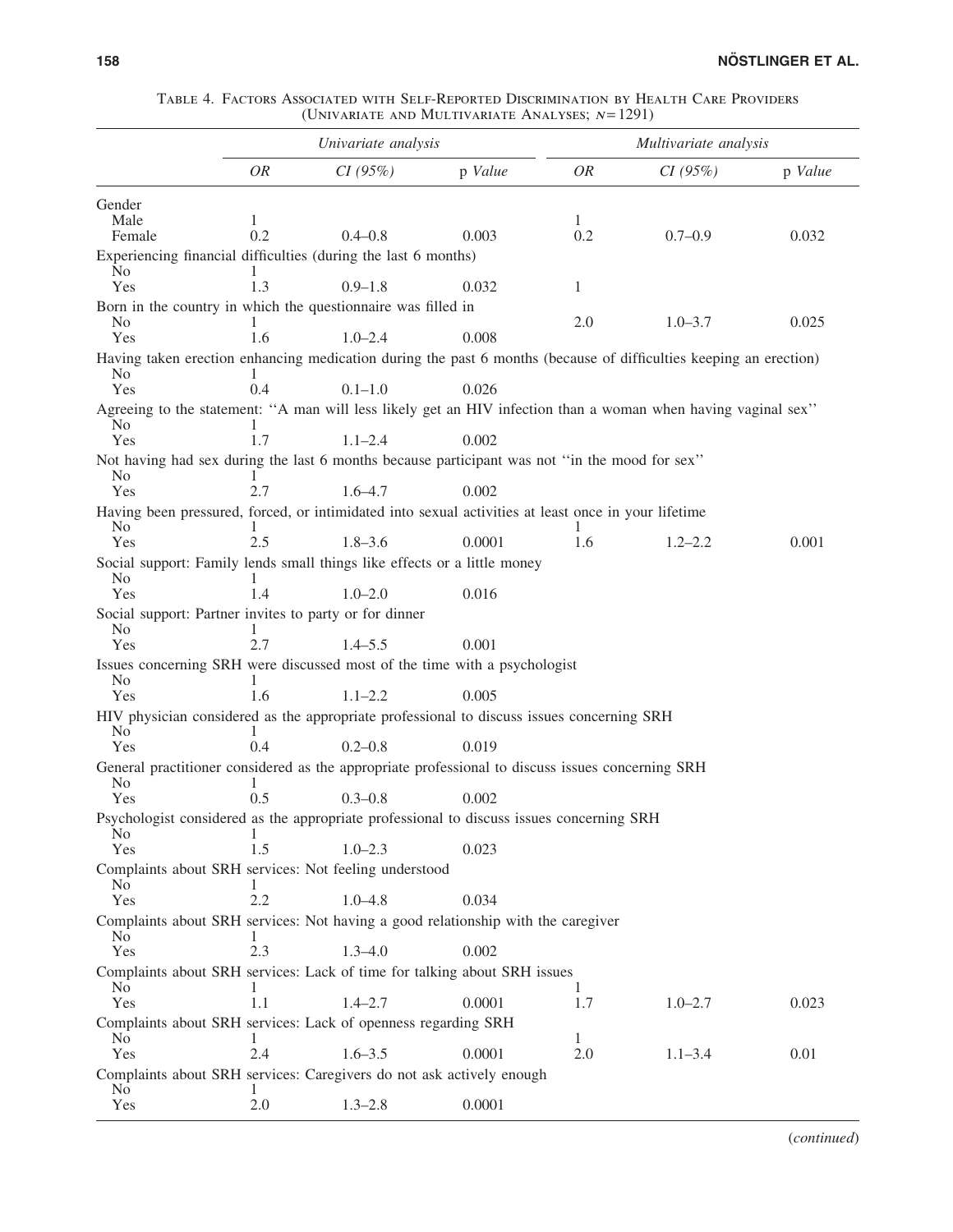Table 4. Factors Associated with Self-Reported Discrimination by Health Care Providers (Univariate and Multivariate Analyses; $N=1291$)

| | *Univariate analysis* | | | *Multivariate analysis* | | |
|---|---|---|---|---|---|---|
| | *OR* | *CI (95%)* | p *Value* | *OR* | *CI (95%)* | p *Value* |
| Gender | | | | | | |
| Male | 1 | | | 1 | | |
| Female | 0.2 | 0.4–0.8 | 0.003 | 0.2 | 0.7–0.9 | 0.032 |
| Experiencing financial difficulties (during the last 6 months) | | | | | | |
| No | 1 | | | | | |
| Yes | 1.3 | 0.9–1.8 | 0.032 | 1 | | |
| Born in the country in which the questionnaire was filled in | | | | | | |
| No | 1 | | | 2.0 | 1.0–3.7 | 0.025 |
| Yes | 1.6 | 1.0–2.4 | 0.008 | | | |
| Having taken erection enhancing medication during the past 6 months (because of difficulties keeping an erection) | | | | | | |
| No | 1 | | | | | |
| Yes | 0.4 | 0.1–1.0 | 0.026 | | | |
| Agreeing to the statement: ''A man will less likely get an HIV infection than a woman when having vaginal sex'' | | | | | | |
| No | 1 | | | | | |
| Yes | 1.7 | 1.1–2.4 | 0.002 | | | |
| Not having had sex during the last 6 months because participant was not ''in the mood for sex'' | | | | | | |
| No | 1 | | | | | |
| Yes | 2.7 | 1.6–4.7 | 0.002 | | | |
| Having been pressured, forced, or intimidated into sexual activities at least once in your lifetime | | | | | | |
| No | 1 | | | 1 | | |
| Yes | 2.5 | 1.8–3.6 | 0.0001 | 1.6 | 1.2–2.2 | 0.001 |
| Social support: Family lends small things like effects or a little money | | | | | | |
| No | 1 | | | | | |
| Yes | 1.4 | 1.0–2.0 | 0.016 | | | |
| Social support: Partner invites to party or for dinner | | | | | | |
| No | 1 | | | | | |
| Yes | 2.7 | 1.4–5.5 | 0.001 | | | |
| Issues concerning SRH were discussed most of the time with a psychologist | | | | | | |
| No | 1 | | | | | |
| Yes | 1.6 | 1.1–2.2 | 0.005 | | | |
| HIV physician considered as the appropriate professional to discuss issues concerning SRH | | | | | | |
| No | 1 | | | | | |
| Yes | 0.4 | 0.2–0.8 | 0.019 | | | |
| General practitioner considered as the appropriate professional to discuss issues concerning SRH | | | | | | |
| No | 1 | | | | | |
| Yes | 0.5 | 0.3–0.8 | 0.002 | | | |
| Psychologist considered as the appropriate professional to discuss issues concerning SRH | | | | | | |
| No | 1 | | | | | |
| Yes | 1.5 | 1.0–2.3 | 0.023 | | | |
| Complaints about SRH services: Not feeling understood | | | | | | |
| No | 1 | | | | | |
| Yes | 2.2 | 1.0–4.8 | 0.034 | | | |
| Complaints about SRH services: Not having a good relationship with the caregiver | | | | | | |
| No | 1 | | | | | |
| Yes | 2.3 | 1.3–4.0 | 0.002 | | | |
| Complaints about SRH services: Lack of time for talking about SRH issues | | | | | | |
| No | 1 | | | 1 | | |
| Yes | 1.1 | 1.4–2.7 | 0.0001 | 1.7 | 1.0–2.7 | 0.023 |
| Complaints about SRH services: Lack of openness regarding SRH | | | | | | |
| No | 1 | | | 1 | | |
| Yes | 2.4 | 1.6–3.5 | 0.0001 | 2.0 | 1.1–3.4 | 0.01 |
| Complaints about SRH services: Caregivers do not ask actively enough | | | | | | |
| No | 1 | | | | | |
| Yes | 2.0 | 1.3–2.8 | 0.0001 | | | |

(*continued*)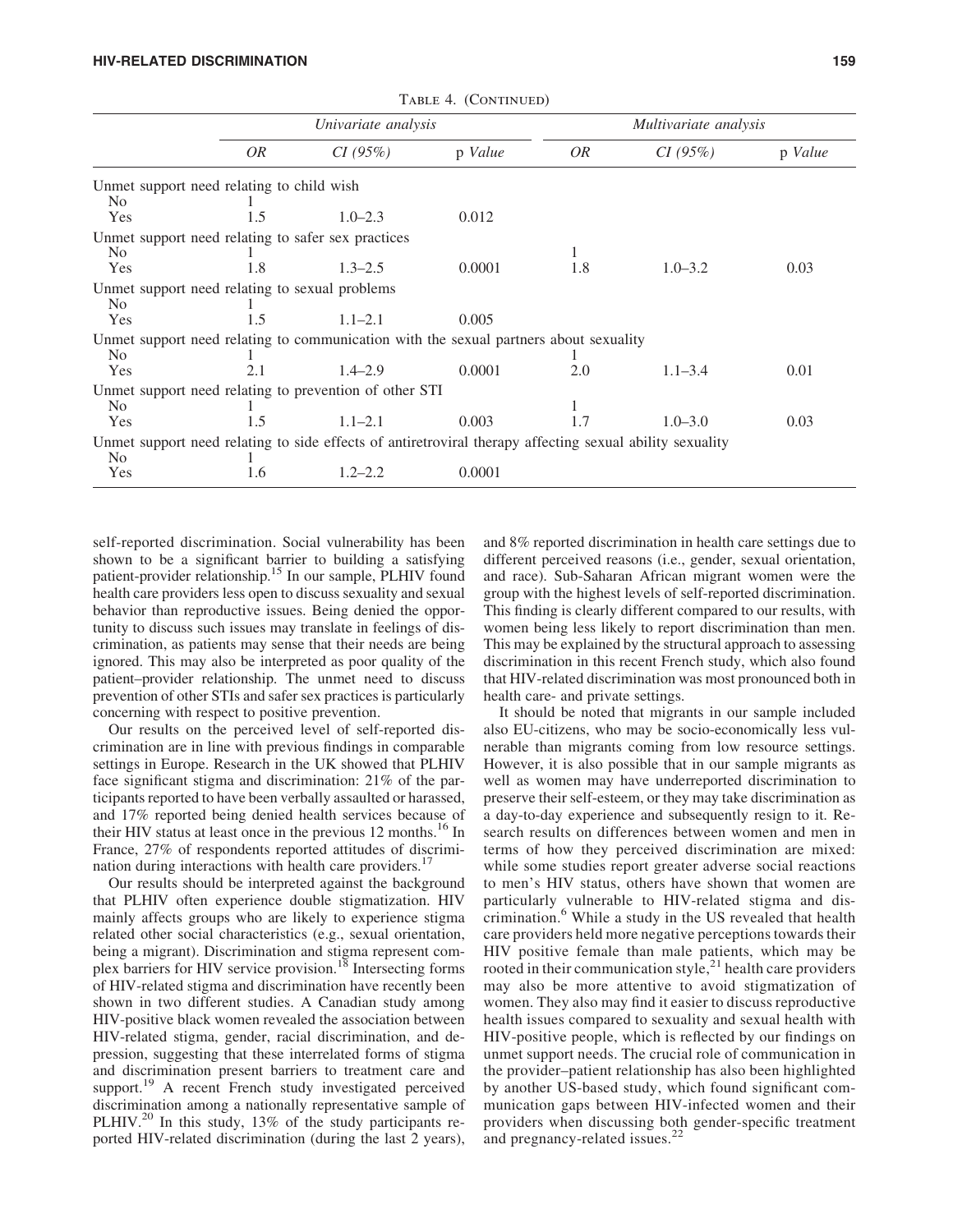Table 4. (Continued)

| | Univariate analysis | | | Multivariate analysis | | |
|---|---|---|---|---|---|---|
| | OR | CI (95%) | p Value | OR | CI (95%) | p Value |
| Unmet support need relating to child wish | | | | | | |
| No | 1 | | | | | |
| Yes | 1.5 | 1.0–2.3 | 0.012 | | | |
| Unmet support need relating to safer sex practices | | | | | | |
| No | 1 | | | 1 | | |
| Yes | 1.8 | 1.3–2.5 | 0.0001 | 1.8 | 1.0–3.2 | 0.03 |
| Unmet support need relating to sexual problems | | | | | | |
| No | 1 | | | | | |
| Yes | 1.5 | 1.1–2.1 | 0.005 | | | |
| Unmet support need relating to communication with the sexual partners about sexuality | | | | | | |
| No | 1 | | | 1 | | |
| Yes | 2.1 | 1.4–2.9 | 0.0001 | 2.0 | 1.1–3.4 | 0.01 |
| Unmet support need relating to prevention of other STI | | | | | | |
| No | 1 | | | 1 | | |
| Yes | 1.5 | 1.1–2.1 | 0.003 | 1.7 | 1.0–3.0 | 0.03 |
| Unmet support need relating to side effects of antiretroviral therapy affecting sexual ability sexuality | | | | | | |
| No | 1 | | | | | |
| Yes | 1.6 | 1.2–2.2 | 0.0001 | | | |

self-reported discrimination. Social vulnerability has been shown to be a significant barrier to building a satisfying patient-provider relationship.[15] In our sample, PLHIV found health care providers less open to discuss sexuality and sexual behavior than reproductive issues. Being denied the opportunity to discuss such issues may translate in feelings of discrimination, as patients may sense that their needs are being ignored. This may also be interpreted as poor quality of the patient–provider relationship. The unmet need to discuss prevention of other STIs and safer sex practices is particularly concerning with respect to positive prevention.

Our results on the perceived level of self-reported discrimination are in line with previous findings in comparable settings in Europe. Research in the UK showed that PLHIV face significant stigma and discrimination: 21% of the participants reported to have been verbally assaulted or harassed, and 17% reported being denied health services because of their HIV status at least once in the previous 12 months.[16] In France, 27% of respondents reported attitudes of discrimination during interactions with health care providers.[17]

Our results should be interpreted against the background that PLHIV often experience double stigmatization. HIV mainly affects groups who are likely to experience stigma related other social characteristics (e.g., sexual orientation, being a migrant). Discrimination and stigma represent complex barriers for HIV service provision.[18] Intersecting forms of HIV-related stigma and discrimination have recently been shown in two different studies. A Canadian study among HIV-positive black women revealed the association between HIV-related stigma, gender, racial discrimination, and depression, suggesting that these interrelated forms of stigma and discrimination present barriers to treatment care and support.[19] A recent French study investigated perceived discrimination among a nationally representative sample of PLHIV.[20] In this study, 13% of the study participants reported HIV-related discrimination (during the last 2 years), and 8% reported discrimination in health care settings due to different perceived reasons (i.e., gender, sexual orientation, and race). Sub-Saharan African migrant women were the group with the highest levels of self-reported discrimination. This finding is clearly different compared to our results, with women being less likely to report discrimination than men. This may be explained by the structural approach to assessing discrimination in this recent French study, which also found that HIV-related discrimination was most pronounced both in health care- and private settings.

It should be noted that migrants in our sample included also EU-citizens, who may be socio-economically less vulnerable than migrants coming from low resource settings. However, it is also possible that in our sample migrants as well as women may have underreported discrimination to preserve their self-esteem, or they may take discrimination as a day-to-day experience and subsequently resign to it. Research results on differences between women and men in terms of how they perceived discrimination are mixed: while some studies report greater adverse social reactions to men's HIV status, others have shown that women are particularly vulnerable to HIV-related stigma and discrimination.[6] While a study in the US revealed that health care providers held more negative perceptions towards their HIV positive female than male patients, which may be rooted in their communication style,[21] health care providers may also be more attentive to avoid stigmatization of women. They also may find it easier to discuss reproductive health issues compared to sexuality and sexual health with HIV-positive people, which is reflected by our findings on unmet support needs. The crucial role of communication in the provider–patient relationship has also been highlighted by another US-based study, which found significant communication gaps between HIV-infected women and their providers when discussing both gender-specific treatment and pregnancy-related issues.[22]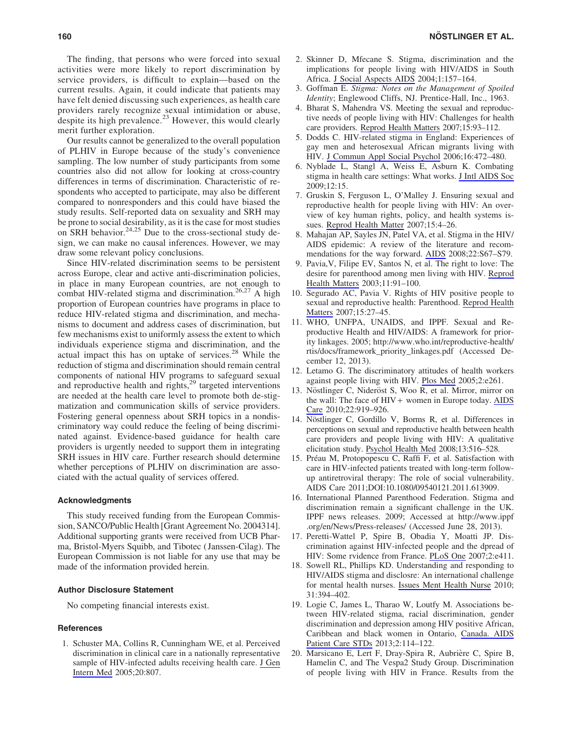The finding, that persons who were forced into sexual activities were more likely to report discrimination by service providers, is difficult to explain—based on the current results. Again, it could indicate that patients may have felt denied discussing such experiences, as health care providers rarely recognize sexual intimidation or abuse, despite its high prevalence.[23] However, this would clearly merit further exploration.

Our results cannot be generalized to the overall population of PLHIV in Europe because of the study's convenience sampling. The low number of study participants from some countries also did not allow for looking at cross-country differences in terms of discrimination. Characteristic of respondents who accepted to participate, may also be different compared to nonresponders and this could have biased the study results. Self-reported data on sexuality and SRH may be prone to social desirability, as it is the case for most studies on SRH behavior.[24,25] Due to the cross-sectional study design, we can make no causal inferences. However, we may draw some relevant policy conclusions.

Since HIV-related discrimination seems to be persistent across Europe, clear and active anti-discrimination policies, in place in many European countries, are not enough to combat HIV-related stigma and discrimination.[26,27] A high proportion of European countries have programs in place to reduce HIV-related stigma and discrimination, and mechanisms to document and address cases of discrimination, but few mechanisms exist to uniformly assess the extent to which individuals experience stigma and discrimination, and the actual impact this has on uptake of services.[28] While the reduction of stigma and discrimination should remain central components of national HIV programs to safeguard sexual and reproductive health and rights,[29] targeted interventions are needed at the health care level to promote both de-stigmatization and communication skills of service providers. Fostering general openness about SRH topics in a nondiscriminatory way could reduce the feeling of being discriminated against. Evidence-based guidance for health care providers is urgently needed to support them in integrating SRH issues in HIV care. Further research should determine whether perceptions of PLHIV on discrimination are associated with the actual quality of services offered.

### Acknowledgments

This study received funding from the European Commission, SANCO/Public Health [Grant Agreement No. 2004314]. Additional supporting grants were received from UCB Pharma, Bristol-Myers Squibb, and Tibotec (Janssen-Cilag). The European Commission is not liable for any use that may be made of the information provided herein.

### Author Disclosure Statement

No competing financial interests exist.

### References

1. Schuster MA, Collins R, Cunningham WE, et al. Perceived discrimination in clinical care in a nationally representative sample of HIV-infected adults receiving health care. J Gen Intern Med 2005;20:807.
2. Skinner D, Mfecane S. Stigma, discrimination and the implications for people living with HIV/AIDS in South Africa. J Social Aspects AIDS 2004;1:157–164.
3. Goffman E. *Stigma: Notes on the Management of Spoiled Identity*; Englewood Cliffs, NJ. Prentice-Hall, Inc., 1963.
4. Bharat S, Mahendra VS. Meeting the sexual and reproductive needs of people living with HIV: Challenges for health care providers. Reprod Health Matters 2007;15:93–112.
5. Dodds C. HIV-related stigma in England: Experiences of gay men and heterosexual African migrants living with HIV. J Commun Appl Social Psychol 2006;16:472–480.
6. Nyblade L, Stangl A, Weiss E, Asburn K. Combating stigma in health care settings: What works. J Intl AIDS Soc 2009;12:15.
7. Gruskin S, Ferguson L, O'Malley J. Ensuring sexual and reproductive health for people living with HIV: An overview of key human rights, policy, and health systems issues. Reprod Health Matter 2007;15:4–26.
8. Mahajan AP, Sayles JN, Patel VA, et al. Stigma in the HIV/AIDS epidemic: A review of the literature and recommendations for the way forward. AIDS 2008;22:S67–S79.
9. Pavia,V, Filipe EV, Santos N, et al. The right to love: The desire for parenthood among men living with HIV. Reprod Health Matters 2003;11:91–100.
10. Segurado AC, Pavia V. Rights of HIV positive people to sexual and reproductive health: Parenthood. Reprod Health Matters 2007;15:27–45.
11. WHO, UNFPA, UNAIDS, and IPPF. Sexual and Reproductive Health and HIV/AIDS: A framework for priority linkages. 2005; http://www.who.int/reproductive-health/rtis/docs/framework_priority_linkages.pdf (Accessed December 12, 2013).
12. Letamo G. The discriminatory attitudes of health workers against people living with HIV. Plos Med 2005;2:e261.
13. Nöstlinger C, Nideröst S, Woo R, et al. Mirror, mirror on the wall: The face of HIV+ women in Europe today. AIDS Care 2010;22:919–926.
14. Nöstlinger C, Gordillo V, Borms R, et al. Differences in perceptions on sexual and reproductive health between health care providers and people living with HIV: A qualitative elicitation study. Psychol Health Med 2008;13:516–528.
15. Préau M, Protopopescu C, Raffi F, et al. Satisfaction with care in HIV-infected patients treated with long-term follow-up antiretroviral therapy: The role of social vulnerability. AIDS Care 2011;DOI:10.1080/09540121.2011.613909.
16. International Planned Parenthood Federation. Stigma and discrimination remain a significant challenge in the UK. IPPF news releases. 2009; Accessed at http://www.ippf.org/en/News/Press-releases/ (Accessed June 28, 2013).
17. Peretti-Wattel P, Spire B, Obadia Y, Moatti JP. Discrimination against HIV-infected people and the dpread of HIV: Some rvidence from France. PLoS One 2007;2:e411.
18. Sowell RL, Phillips KD. Understanding and responding to HIV/AIDS stigma and disclosre: An international challenge for mental health nurses. Issues Ment Health Nurse 2010;31:394–402.
19. Logie C, James L, Tharao W, Loutfy M. Associations between HIV-related stigma, racial discrimination, gender discrimination and depression among HIV positive African, Caribbean and black women in Ontario, Canada. AIDS Patient Care STDs 2013;2:114–122.
20. Marsicano E, Lert F, Dray-Spira R, Aubrière C, Spire B, Hamelin C, and The Vespa2 Study Group. Discrimination of people living with HIV in France. Results from the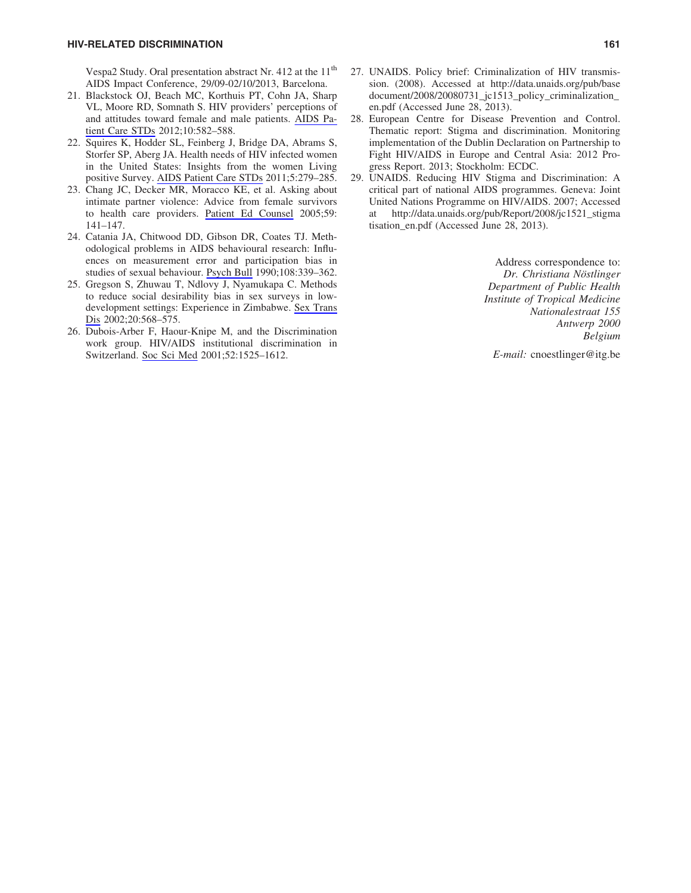Vespa2 Study. Oral presentation abstract Nr. 412 at the 11th AIDS Impact Conference, 29/09-02/10/2013, Barcelona.

21. Blackstock OJ, Beach MC, Korthuis PT, Cohn JA, Sharp VL, Moore RD, Somnath S. HIV providers' perceptions of and attitudes toward female and male patients. AIDS Patient Care STDs 2012;10:582–588.
22. Squires K, Hodder SL, Feinberg J, Bridge DA, Abrams S, Storfer SP, Aberg JA. Health needs of HIV infected women in the United States: Insights from the women Living positive Survey. AIDS Patient Care STDs 2011;5:279–285.
23. Chang JC, Decker MR, Moracco KE, et al. Asking about intimate partner violence: Advice from female survivors to health care providers. Patient Ed Counsel 2005;59: 141–147.
24. Catania JA, Chitwood DD, Gibson DR, Coates TJ. Methodological problems in AIDS behavioural research: Influences on measurement error and participation bias in studies of sexual behaviour. Psych Bull 1990;108:339–362.
25. Gregson S, Zhuwau T, Ndlovy J, Nyamukapa C. Methods to reduce social desirability bias in sex surveys in low-development settings: Experience in Zimbabwe. Sex Trans Dis 2002;20:568–575.
26. Dubois-Arber F, Haour-Knipe M, and the Discrimination work group. HIV/AIDS institutional discrimination in Switzerland. Soc Sci Med 2001;52:1525–1612.
27. UNAIDS. Policy brief: Criminalization of HIV transmission. (2008). Accessed at http://data.unaids.org/pub/basedocument/2008/20080731_jc1513_policy_criminalization_en.pdf (Accessed June 28, 2013).
28. European Centre for Disease Prevention and Control. Thematic report: Stigma and discrimination. Monitoring implementation of the Dublin Declaration on Partnership to Fight HIV/AIDS in Europe and Central Asia: 2012 Progress Report. 2013; Stockholm: ECDC.
29. UNAIDS. Reducing HIV Stigma and Discrimination: A critical part of national AIDS programmes. Geneva: Joint United Nations Programme on HIV/AIDS. 2007; Accessed at http://data.unaids.org/pub/Report/2008/jc1521_stigmatisation_en.pdf (Accessed June 28, 2013).

Address correspondence to:
*Dr. Christiana Nöstlinger*
*Department of Public Health*
*Institute of Tropical Medicine*
*Nationalestraat 155*
*Antwerp 2000*
*Belgium*

*E-mail:* cnoestlinger@itg.be